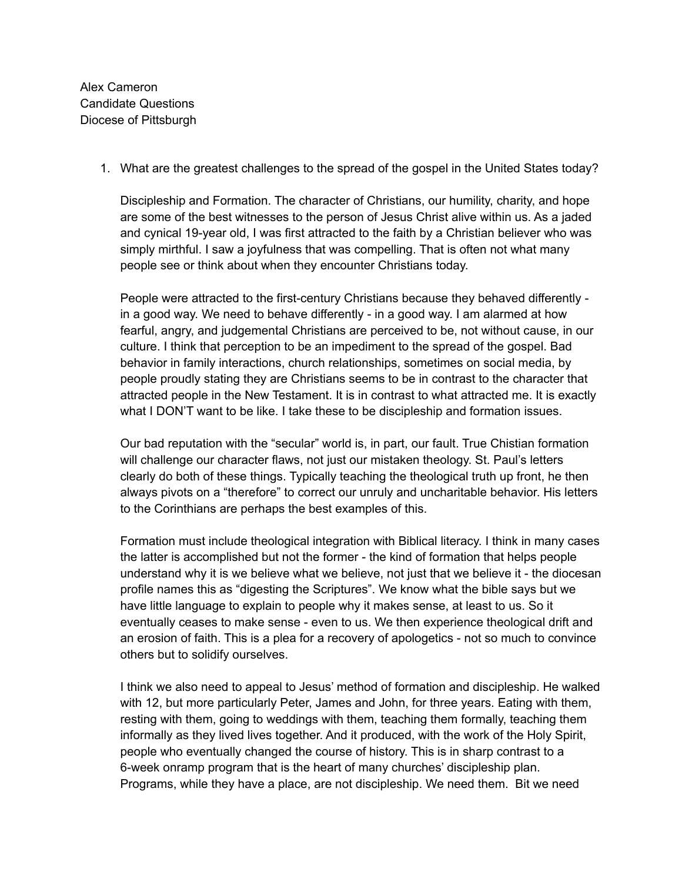Alex Cameron
Candidate Questions
Diocese of Pittsburgh

1. What are the greatest challenges to the spread of the gospel in the United States today?

   Discipleship and Formation. The character of Christians, our humility, charity, and hope are some of the best witnesses to the person of Jesus Christ alive within us. As a jaded and cynical 19-year old, I was first attracted to the faith by a Christian believer who was simply mirthful. I saw a joyfulness that was compelling. That is often not what many people see or think about when they encounter Christians today.

   People were attracted to the first-century Christians because they behaved differently - in a good way. We need to behave differently - in a good way. I am alarmed at how fearful, angry, and judgemental Christians are perceived to be, not without cause, in our culture. I think that perception to be an impediment to the spread of the gospel. Bad behavior in family interactions, church relationships, sometimes on social media, by people proudly stating they are Christians seems to be in contrast to the character that attracted people in the New Testament. It is in contrast to what attracted me. It is exactly what I DON'T want to be like. I take these to be discipleship and formation issues.

   Our bad reputation with the "secular" world is, in part, our fault. True Christian formation will challenge our character flaws, not just our mistaken theology. St. Paul's letters clearly do both of these things. Typically teaching the theological truth up front, he then always pivots on a "therefore" to correct our unruly and uncharitable behavior. His letters to the Corinthians are perhaps the best examples of this.

   Formation must include theological integration with Biblical literacy. I think in many cases the latter is accomplished but not the former - the kind of formation that helps people understand why it is we believe what we believe, not just that we believe it - the diocesan profile names this as "digesting the Scriptures". We know what the bible says but we have little language to explain to people why it makes sense, at least to us. So it eventually ceases to make sense - even to us. We then experience theological drift and an erosion of faith. This is a plea for a recovery of apologetics - not so much to convince others but to solidify ourselves.

   I think we also need to appeal to Jesus' method of formation and discipleship. He walked with 12, but more particularly Peter, James and John, for three years. Eating with them, resting with them, going to weddings with them, teaching them formally, teaching them informally as they lived lives together. And it produced, with the work of the Holy Spirit, people who eventually changed the course of history. This is in sharp contrast to a 6-week onramp program that is the heart of many churches' discipleship plan. Programs, while they have a place, are not discipleship. We need them. Bit we need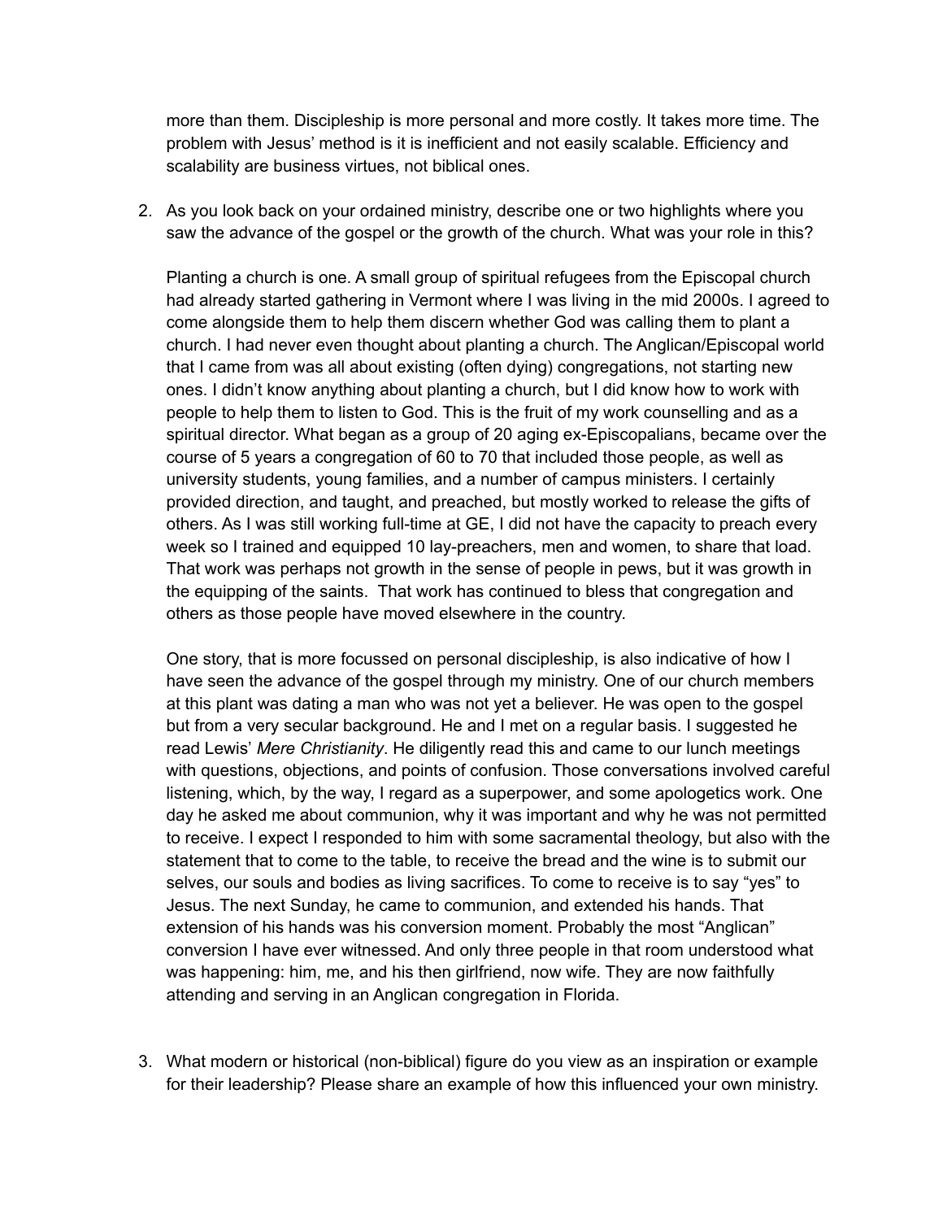more than them. Discipleship is more personal and more costly. It takes more time. The problem with Jesus' method is it is inefficient and not easily scalable. Efficiency and scalability are business virtues, not biblical ones.

2. As you look back on your ordained ministry, describe one or two highlights where you saw the advance of the gospel or the growth of the church. What was your role in this?

   Planting a church is one. A small group of spiritual refugees from the Episcopal church had already started gathering in Vermont where I was living in the mid 2000s. I agreed to come alongside them to help them discern whether God was calling them to plant a church. I had never even thought about planting a church. The Anglican/Episcopal world that I came from was all about existing (often dying) congregations, not starting new ones. I didn't know anything about planting a church, but I did know how to work with people to help them to listen to God. This is the fruit of my work counselling and as a spiritual director. What began as a group of 20 aging ex-Episcopalians, became over the course of 5 years a congregation of 60 to 70 that included those people, as well as university students, young families, and a number of campus ministers. I certainly provided direction, and taught, and preached, but mostly worked to release the gifts of others. As I was still working full-time at GE, I did not have the capacity to preach every week so I trained and equipped 10 lay-preachers, men and women, to share that load. That work was perhaps not growth in the sense of people in pews, but it was growth in the equipping of the saints. That work has continued to bless that congregation and others as those people have moved elsewhere in the country.

   One story, that is more focussed on personal discipleship, is also indicative of how I have seen the advance of the gospel through my ministry. One of our church members at this plant was dating a man who was not yet a believer. He was open to the gospel but from a very secular background. He and I met on a regular basis. I suggested he read Lewis' *Mere Christianity*. He diligently read this and came to our lunch meetings with questions, objections, and points of confusion. Those conversations involved careful listening, which, by the way, I regard as a superpower, and some apologetics work. One day he asked me about communion, why it was important and why he was not permitted to receive. I expect I responded to him with some sacramental theology, but also with the statement that to come to the table, to receive the bread and the wine is to submit our selves, our souls and bodies as living sacrifices. To come to receive is to say "yes" to Jesus. The next Sunday, he came to communion, and extended his hands. That extension of his hands was his conversion moment. Probably the most "Anglican" conversion I have ever witnessed. And only three people in that room understood what was happening: him, me, and his then girlfriend, now wife. They are now faithfully attending and serving in an Anglican congregation in Florida.

3. What modern or historical (non-biblical) figure do you view as an inspiration or example for their leadership? Please share an example of how this influenced your own ministry.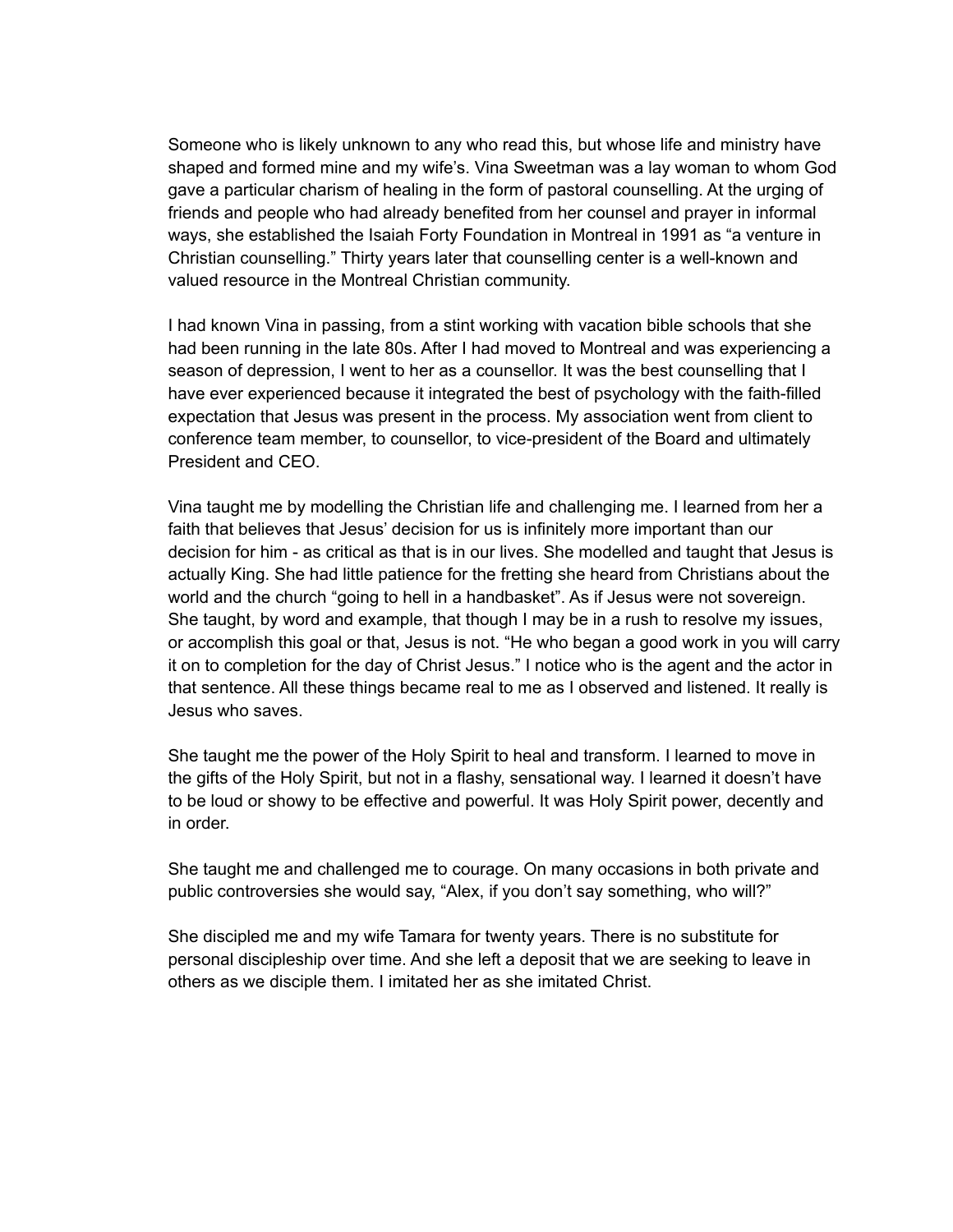Someone who is likely unknown to any who read this, but whose life and ministry have shaped and formed mine and my wife's. Vina Sweetman was a lay woman to whom God gave a particular charism of healing in the form of pastoral counselling. At the urging of friends and people who had already benefited from her counsel and prayer in informal ways, she established the Isaiah Forty Foundation in Montreal in 1991 as "a venture in Christian counselling." Thirty years later that counselling center is a well-known and valued resource in the Montreal Christian community.

I had known Vina in passing, from a stint working with vacation bible schools that she had been running in the late 80s. After I had moved to Montreal and was experiencing a season of depression, I went to her as a counsellor. It was the best counselling that I have ever experienced because it integrated the best of psychology with the faith-filled expectation that Jesus was present in the process. My association went from client to conference team member, to counsellor, to vice-president of the Board and ultimately President and CEO.

Vina taught me by modelling the Christian life and challenging me. I learned from her a faith that believes that Jesus' decision for us is infinitely more important than our decision for him - as critical as that is in our lives. She modelled and taught that Jesus is actually King. She had little patience for the fretting she heard from Christians about the world and the church "going to hell in a handbasket". As if Jesus were not sovereign. She taught, by word and example, that though I may be in a rush to resolve my issues, or accomplish this goal or that, Jesus is not. "He who began a good work in you will carry it on to completion for the day of Christ Jesus." I notice who is the agent and the actor in that sentence. All these things became real to me as I observed and listened. It really is Jesus who saves.

She taught me the power of the Holy Spirit to heal and transform. I learned to move in the gifts of the Holy Spirit, but not in a flashy, sensational way. I learned it doesn't have to be loud or showy to be effective and powerful. It was Holy Spirit power, decently and in order.

She taught me and challenged me to courage. On many occasions in both private and public controversies she would say, "Alex, if you don't say something, who will?"

She discipled me and my wife Tamara for twenty years. There is no substitute for personal discipleship over time. And she left a deposit that we are seeking to leave in others as we disciple them. I imitated her as she imitated Christ.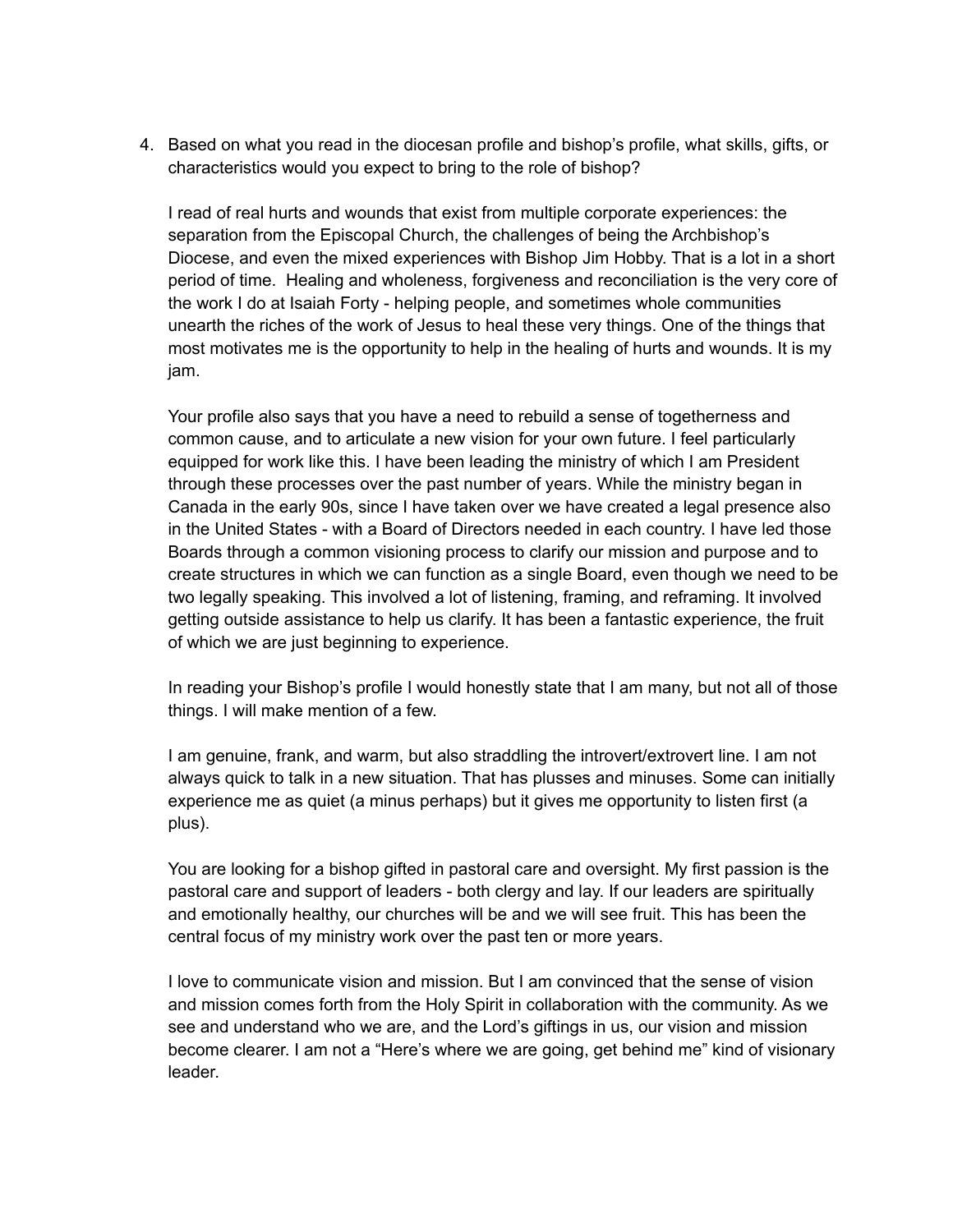4. Based on what you read in the diocesan profile and bishop's profile, what skills, gifts, or characteristics would you expect to bring to the role of bishop?

   I read of real hurts and wounds that exist from multiple corporate experiences: the separation from the Episcopal Church, the challenges of being the Archbishop's Diocese, and even the mixed experiences with Bishop Jim Hobby. That is a lot in a short period of time. Healing and wholeness, forgiveness and reconciliation is the very core of the work I do at Isaiah Forty - helping people, and sometimes whole communities unearth the riches of the work of Jesus to heal these very things. One of the things that most motivates me is the opportunity to help in the healing of hurts and wounds. It is my jam.

   Your profile also says that you have a need to rebuild a sense of togetherness and common cause, and to articulate a new vision for your own future. I feel particularly equipped for work like this. I have been leading the ministry of which I am President through these processes over the past number of years. While the ministry began in Canada in the early 90s, since I have taken over we have created a legal presence also in the United States - with a Board of Directors needed in each country. I have led those Boards through a common visioning process to clarify our mission and purpose and to create structures in which we can function as a single Board, even though we need to be two legally speaking. This involved a lot of listening, framing, and reframing. It involved getting outside assistance to help us clarify. It has been a fantastic experience, the fruit of which we are just beginning to experience.

   In reading your Bishop's profile I would honestly state that I am many, but not all of those things. I will make mention of a few.

   I am genuine, frank, and warm, but also straddling the introvert/extrovert line. I am not always quick to talk in a new situation. That has plusses and minuses. Some can initially experience me as quiet (a minus perhaps) but it gives me opportunity to listen first (a plus).

   You are looking for a bishop gifted in pastoral care and oversight. My first passion is the pastoral care and support of leaders - both clergy and lay. If our leaders are spiritually and emotionally healthy, our churches will be and we will see fruit. This has been the central focus of my ministry work over the past ten or more years.

   I love to communicate vision and mission. But I am convinced that the sense of vision and mission comes forth from the Holy Spirit in collaboration with the community. As we see and understand who we are, and the Lord's giftings in us, our vision and mission become clearer. I am not a "Here's where we are going, get behind me" kind of visionary leader.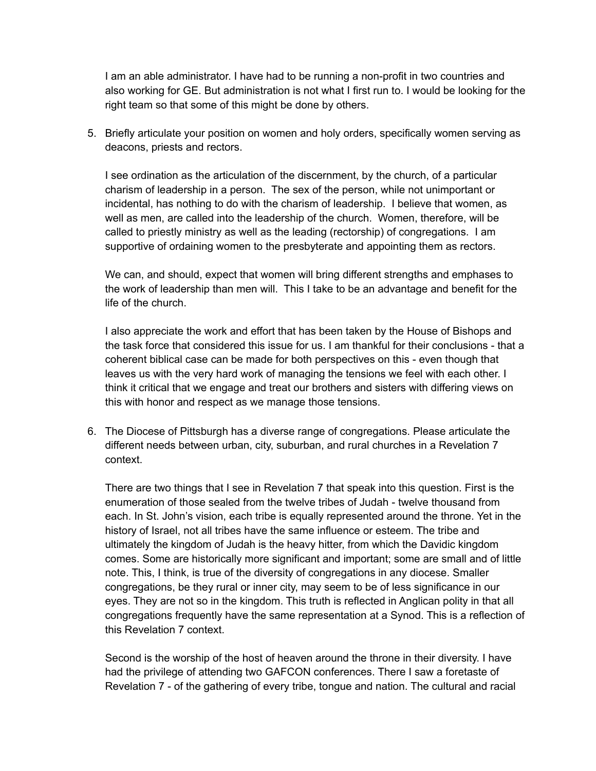I am an able administrator. I have had to be running a non-profit in two countries and also working for GE. But administration is not what I first run to. I would be looking for the right team so that some of this might be done by others.

5. Briefly articulate your position on women and holy orders, specifically women serving as deacons, priests and rectors.

   I see ordination as the articulation of the discernment, by the church, of a particular charism of leadership in a person. The sex of the person, while not unimportant or incidental, has nothing to do with the charism of leadership. I believe that women, as well as men, are called into the leadership of the church. Women, therefore, will be called to priestly ministry as well as the leading (rectorship) of congregations. I am supportive of ordaining women to the presbyterate and appointing them as rectors.

   We can, and should, expect that women will bring different strengths and emphases to the work of leadership than men will. This I take to be an advantage and benefit for the life of the church.

   I also appreciate the work and effort that has been taken by the House of Bishops and the task force that considered this issue for us. I am thankful for their conclusions - that a coherent biblical case can be made for both perspectives on this - even though that leaves us with the very hard work of managing the tensions we feel with each other. I think it critical that we engage and treat our brothers and sisters with differing views on this with honor and respect as we manage those tensions.

6. The Diocese of Pittsburgh has a diverse range of congregations. Please articulate the different needs between urban, city, suburban, and rural churches in a Revelation 7 context.

   There are two things that I see in Revelation 7 that speak into this question. First is the enumeration of those sealed from the twelve tribes of Judah - twelve thousand from each. In St. John's vision, each tribe is equally represented around the throne. Yet in the history of Israel, not all tribes have the same influence or esteem. The tribe and ultimately the kingdom of Judah is the heavy hitter, from which the Davidic kingdom comes. Some are historically more significant and important; some are small and of little note. This, I think, is true of the diversity of congregations in any diocese. Smaller congregations, be they rural or inner city, may seem to be of less significance in our eyes. They are not so in the kingdom. This truth is reflected in Anglican polity in that all congregations frequently have the same representation at a Synod. This is a reflection of this Revelation 7 context.

   Second is the worship of the host of heaven around the throne in their diversity. I have had the privilege of attending two GAFCON conferences. There I saw a foretaste of Revelation 7 - of the gathering of every tribe, tongue and nation. The cultural and racial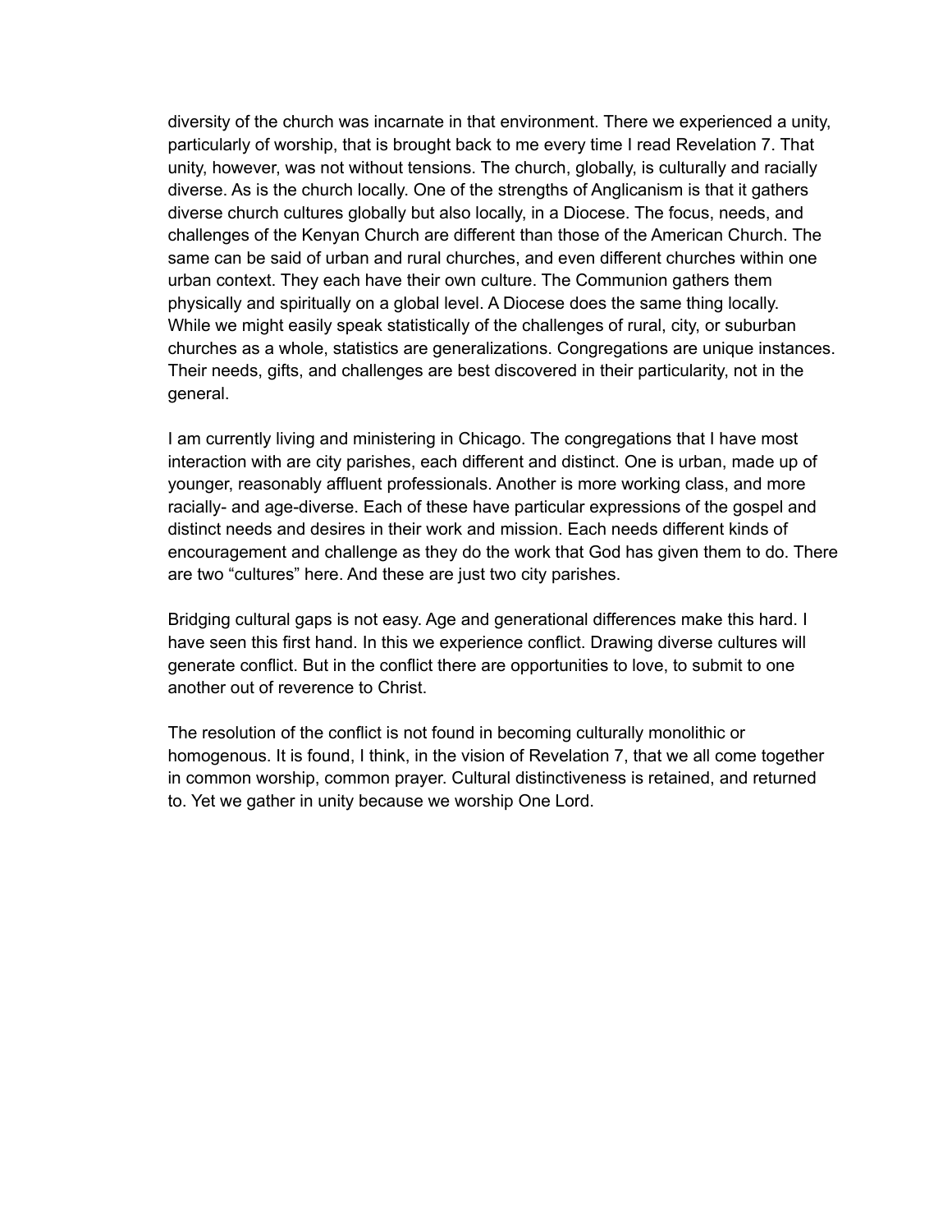diversity of the church was incarnate in that environment. There we experienced a unity, particularly of worship, that is brought back to me every time I read Revelation 7. That unity, however, was not without tensions. The church, globally, is culturally and racially diverse. As is the church locally. One of the strengths of Anglicanism is that it gathers diverse church cultures globally but also locally, in a Diocese. The focus, needs, and challenges of the Kenyan Church are different than those of the American Church. The same can be said of urban and rural churches, and even different churches within one urban context. They each have their own culture. The Communion gathers them physically and spiritually on a global level. A Diocese does the same thing locally. While we might easily speak statistically of the challenges of rural, city, or suburban churches as a whole, statistics are generalizations. Congregations are unique instances. Their needs, gifts, and challenges are best discovered in their particularity, not in the general.

I am currently living and ministering in Chicago. The congregations that I have most interaction with are city parishes, each different and distinct. One is urban, made up of younger, reasonably affluent professionals. Another is more working class, and more racially- and age-diverse. Each of these have particular expressions of the gospel and distinct needs and desires in their work and mission. Each needs different kinds of encouragement and challenge as they do the work that God has given them to do. There are two “cultures” here. And these are just two city parishes.

Bridging cultural gaps is not easy. Age and generational differences make this hard. I have seen this first hand. In this we experience conflict. Drawing diverse cultures will generate conflict. But in the conflict there are opportunities to love, to submit to one another out of reverence to Christ.

The resolution of the conflict is not found in becoming culturally monolithic or homogenous. It is found, I think, in the vision of Revelation 7, that we all come together in common worship, common prayer. Cultural distinctiveness is retained, and returned to. Yet we gather in unity because we worship One Lord.